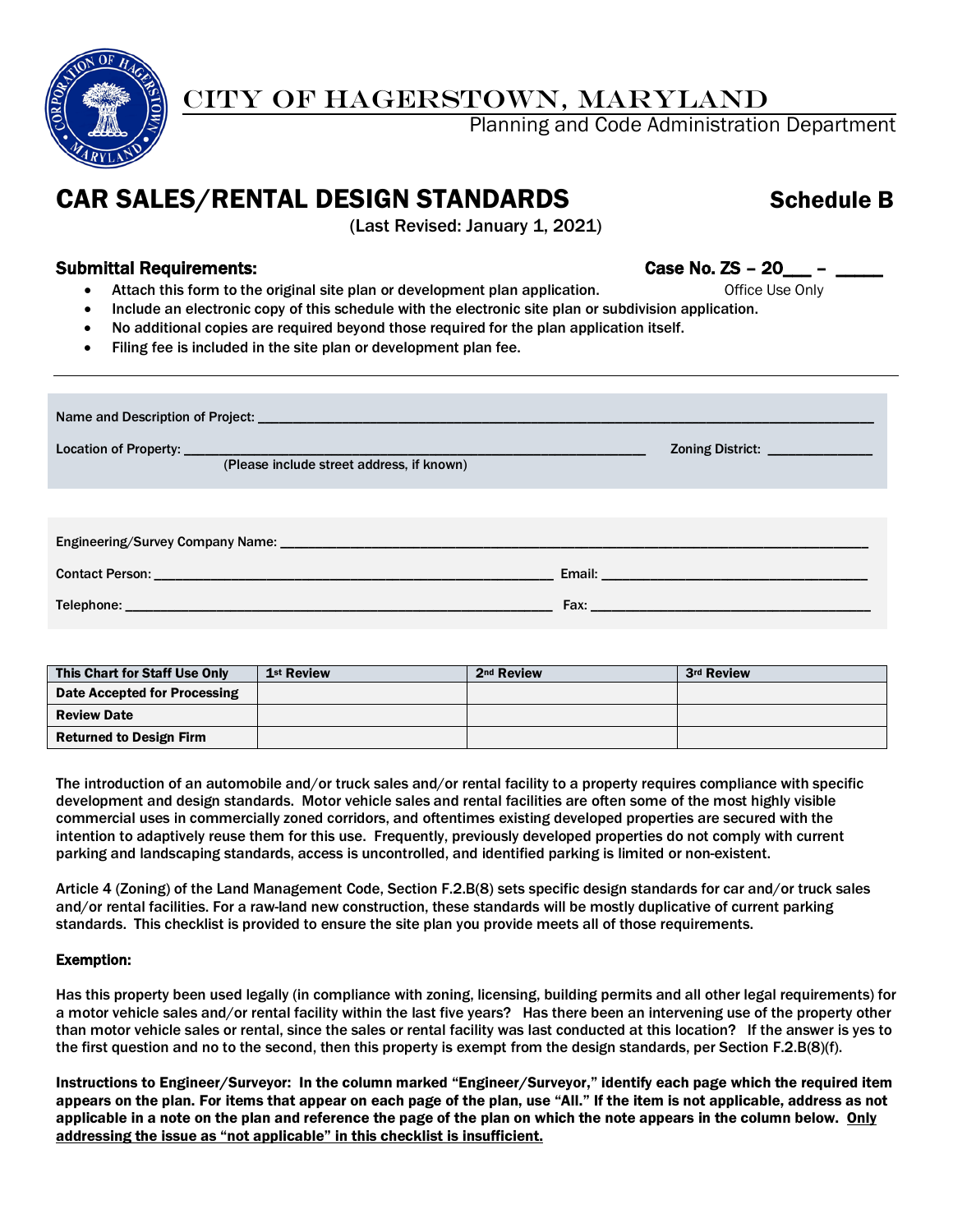# CITY OF HAGERSTOWN, MARYLAND

Planning and Code Administration Department

## CAR SALES/RENTAL DESIGN STANDARDS — Schedule B

(Last Revised: January 1, 2021)

### Submittal Requirements:

**Case No. ZS – 20___ – _____**
Office Use Only

- **Attach this form to the original site plan or development plan application.**
- **Include an electronic copy of this schedule with the electronic site plan or subdivision application.**
- **No additional copies are required beyond those required for the plan application itself.**
- **Filing fee is included in the site plan or development plan fee.**

---

Name and Description of Project: ____________________________________________

Location of Property: ____________________________________________ Zoning District: ______________
(Please include street address, if known)

Engineering/Survey Company Name: ____________________________________________

Contact Person: ______________________________ Email: ______________________________

Telephone: ______________________________ Fax: ______________________________

| This Chart for Staff Use Only | 1st Review | 2nd Review | 3rd Review |
|---|---|---|---|
| Date Accepted for Processing | | | |
| Review Date | | | |
| Returned to Design Firm | | | |

The introduction of an automobile and/or truck sales and/or rental facility to a property requires compliance with specific development and design standards. Motor vehicle sales and rental facilities are often some of the most highly visible commercial uses in commercially zoned corridors, and oftentimes existing developed properties are secured with the intention to adaptively reuse them for this use. Frequently, previously developed properties do not comply with current parking and landscaping standards, access is uncontrolled, and identified parking is limited or non-existent.

Article 4 (Zoning) of the Land Management Code, Section F.2.B(8) sets specific design standards for car and/or truck sales and/or rental facilities. For a raw-land new construction, these standards will be mostly duplicative of current parking standards. This checklist is provided to ensure the site plan you provide meets all of those requirements.

**Exemption:**

Has this property been used legally (in compliance with zoning, licensing, building permits and all other legal requirements) for a motor vehicle sales and/or rental facility within the last five years? Has there been an intervening use of the property other than motor vehicle sales or rental, since the sales or rental facility was last conducted at this location? If the answer is yes to the first question and no to the second, then this property is exempt from the design standards, per Section F.2.B(8)(f).

**Instructions to Engineer/Surveyor: In the column marked "Engineer/Surveyor," identify each page which the required item appears on the plan. For items that appear on each page of the plan, use "All." If the item is not applicable, address as not applicable in a note on the plan and reference the page of the plan on which the note appears in the column below. <u>Only addressing the issue as "not applicable" in this checklist is insufficient.</u>**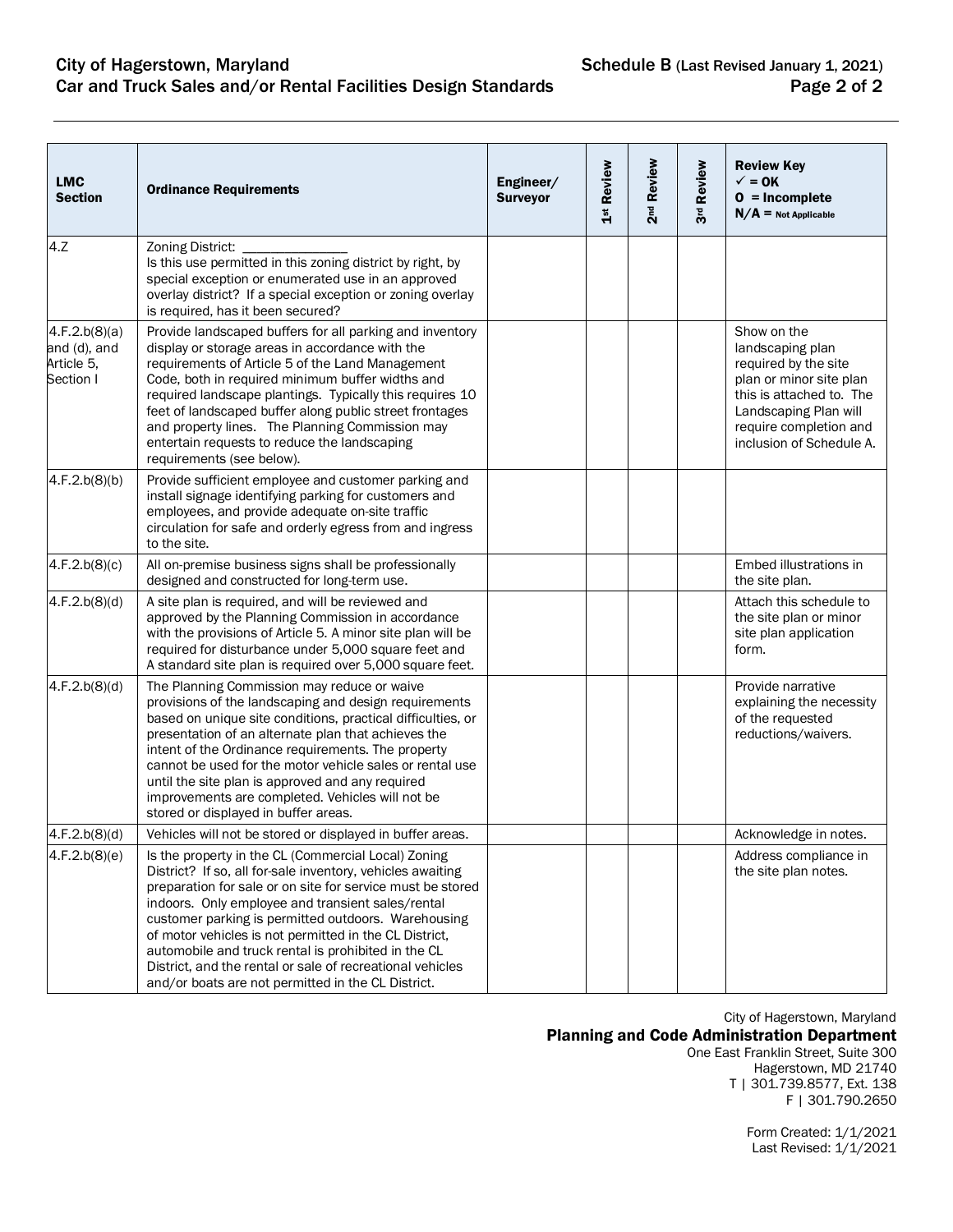| LMC Section | Ordinance Requirements | Engineer/ Surveyor | 1st Review | 2nd Review | 3rd Review | Review Key ✓ = OK O = Incomplete N/A = Not Applicable |
|---|---|---|---|---|---|---|
| 4.Z | Zoning District: _______________ Is this use permitted in this zoning district by right, by special exception or enumerated use in an approved overlay district? If a special exception or zoning overlay is required, has it been secured? | | | | | |
| 4.F.2.b(8)(a) and (d), and Article 5, Section I | Provide landscaped buffers for all parking and inventory display or storage areas in accordance with the requirements of Article 5 of the Land Management Code, both in required minimum buffer widths and required landscape plantings. Typically this requires 10 feet of landscaped buffer along public street frontages and property lines. The Planning Commission may entertain requests to reduce the landscaping requirements (see below). | | | | | Show on the landscaping plan required by the site plan or minor site plan this is attached to. The Landscaping Plan will require completion and inclusion of Schedule A. |
| 4.F.2.b(8)(b) | Provide sufficient employee and customer parking and install signage identifying parking for customers and employees, and provide adequate on-site traffic circulation for safe and orderly egress from and ingress to the site. | | | | | |
| 4.F.2.b(8)(c) | All on-premise business signs shall be professionally designed and constructed for long-term use. | | | | | Embed illustrations in the site plan. |
| 4.F.2.b(8)(d) | A site plan is required, and will be reviewed and approved by the Planning Commission in accordance with the provisions of Article 5. A minor site plan will be required for disturbance under 5,000 square feet and A standard site plan is required over 5,000 square feet. | | | | | Attach this schedule to the site plan or minor site plan application form. |
| 4.F.2.b(8)(d) | The Planning Commission may reduce or waive provisions of the landscaping and design requirements based on unique site conditions, practical difficulties, or presentation of an alternate plan that achieves the intent of the Ordinance requirements. The property cannot be used for the motor vehicle sales or rental use until the site plan is approved and any required improvements are completed. Vehicles will not be stored or displayed in buffer areas. | | | | | Provide narrative explaining the necessity of the requested reductions/waivers. |
| 4.F.2.b(8)(d) | Vehicles will not be stored or displayed in buffer areas. | | | | | Acknowledge in notes. |
| 4.F.2.b(8)(e) | Is the property in the CL (Commercial Local) Zoning District? If so, all for-sale inventory, vehicles awaiting preparation for sale or on site for service must be stored indoors. Only employee and transient sales/rental customer parking is permitted outdoors. Warehousing of motor vehicles is not permitted in the CL District, automobile and truck rental is prohibited in the CL District, and the rental or sale of recreational vehicles and/or boats are not permitted in the CL District. | | | | | Address compliance in the site plan notes. |

City of Hagerstown, Maryland
**Planning and Code Administration Department**
One East Franklin Street, Suite 300
Hagerstown, MD 21740
T | 301.739.8577, Ext. 138
F | 301.790.2650

Form Created: 1/1/2021
Last Revised: 1/1/2021